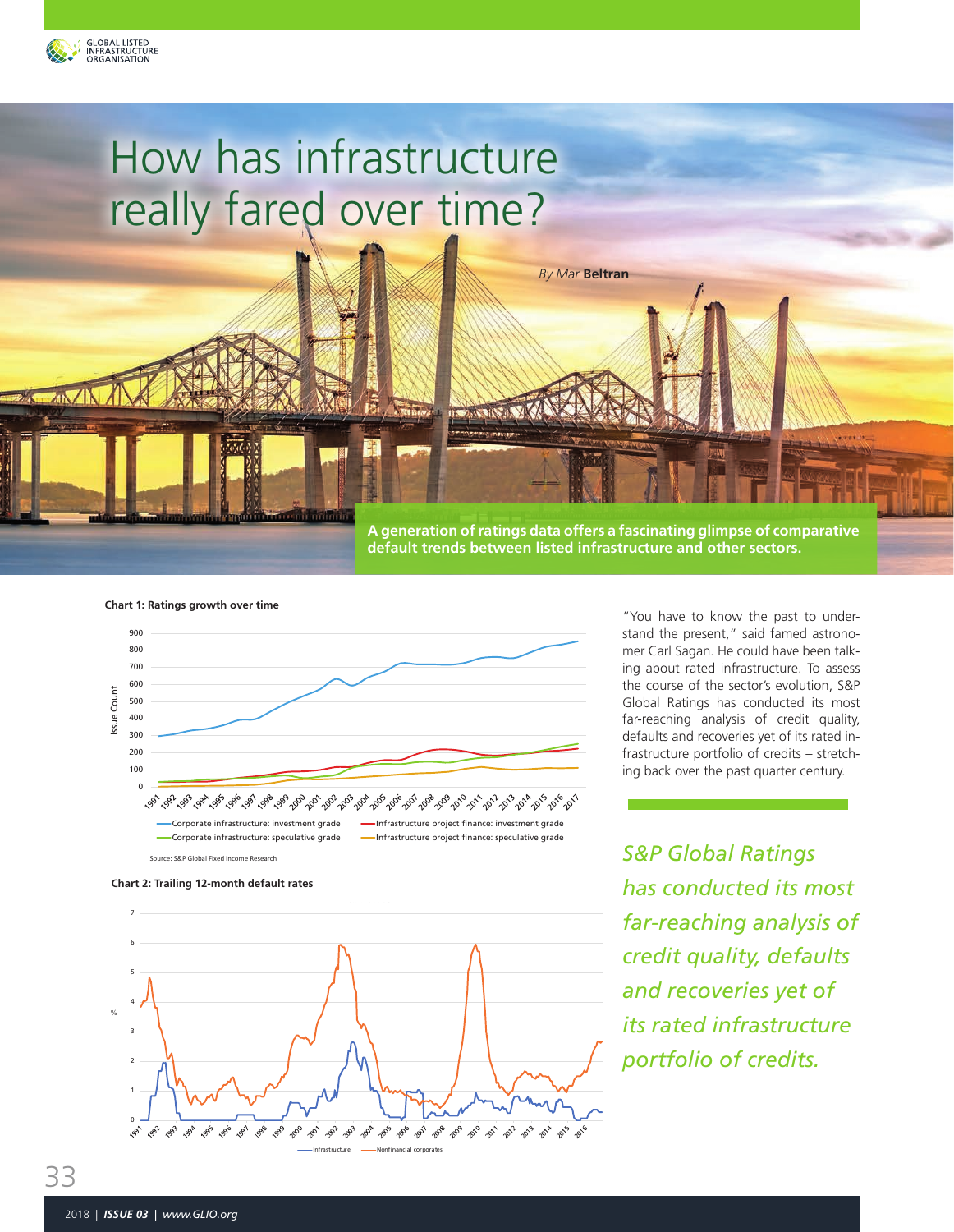# How has infrastructure really fared over time?

*By Mar* **Beltran**

**A generation of ratings data offers a fascinating glimpse of comparative default trends between listed infrastructure and other sectors.**

**Chart 1: Ratings growth over time**

Source: S&P Global Fixed Income Research

**Chart 2: Trailing 12-month default rates**

"You have to know the past to understand the present," said famed astronomer Carl Sagan. He could have been talking about rated infrastructure. To assess the course of the sector's evolution, S&P Global Ratings has conducted its most far-reaching analysis of credit quality, defaults and recoveries yet of its rated infrastructure portfolio of credits – stretching back over the past quarter century.

*S&P Global Ratings has conducted its most far-reaching analysis of credit quality, defaults and recoveries yet of its rated infrastructure portfolio of credits.*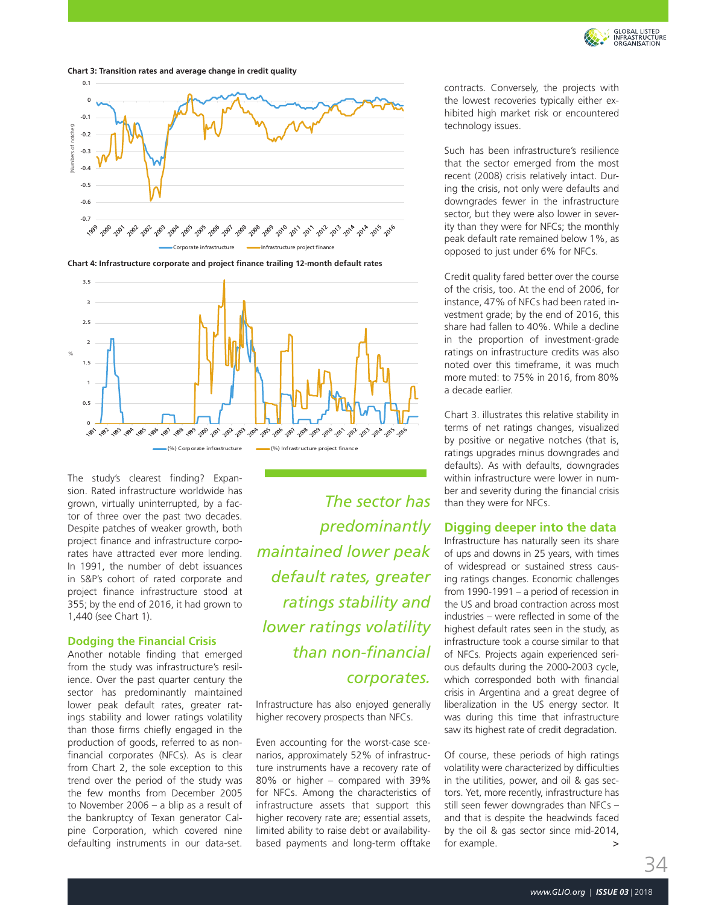**Chart 3: Transition rates and average change in credit quality**

**Chart 4: Infrastructure corporate and project finance trailing 12-month default rates**

The study's clearest finding? Expansion. Rated infrastructure worldwide has grown, virtually uninterrupted, by a factor of three over the past two decades. Despite patches of weaker growth, both project finance and infrastructure corporates have attracted ever more lending. In 1991, the number of debt issuances in S&P's cohort of rated corporate and project finance infrastructure stood at 355; by the end of 2016, it had grown to 1,440 (see Chart 1).

### Dodging the Financial Crisis

Another notable finding that emerged from the study was infrastructure's resilience. Over the past quarter century the sector has predominantly maintained lower peak default rates, greater ratings stability and lower ratings volatility than those firms chiefly engaged in the production of goods, referred to as non-financial corporates (NFCs). As is clear from Chart 2, the sole exception to this trend over the period of the study was the few months from December 2005 to November 2006 – a blip as a result of the bankruptcy of Texan generator Calpine Corporation, which covered nine defaulting instruments in our data-set.

*The sector has predominantly maintained lower peak default rates, greater ratings stability and lower ratings volatility than non-financial corporates.*

Infrastructure has also enjoyed generally higher recovery prospects than NFCs.

Even accounting for the worst-case scenarios, approximately 52% of infrastructure instruments have a recovery rate of 80% or higher – compared with 39% for NFCs. Among the characteristics of infrastructure assets that support this higher recovery rate are; essential assets, limited ability to raise debt or availability-based payments and long-term offtake contracts. Conversely, the projects with the lowest recoveries typically either exhibited high market risk or encountered technology issues.

Such has been infrastructure's resilience that the sector emerged from the most recent (2008) crisis relatively intact. During the crisis, not only were defaults and downgrades fewer in the infrastructure sector, but they were also lower in severity than they were for NFCs; the monthly peak default rate remained below 1%, as opposed to just under 6% for NFCs.

Credit quality fared better over the course of the crisis, too. At the end of 2006, for instance, 47% of NFCs had been rated investment grade; by the end of 2016, this share had fallen to 40%. While a decline in the proportion of investment-grade ratings on infrastructure credits was also noted over this timeframe, it was much more muted: to 75% in 2016, from 80% a decade earlier.

Chart 3. illustrates this relative stability in terms of net ratings changes, visualized by positive or negative notches (that is, ratings upgrades minus downgrades and defaults). As with defaults, downgrades within infrastructure were lower in number and severity during the financial crisis than they were for NFCs.

### Digging deeper into the data

Infrastructure has naturally seen its share of ups and downs in 25 years, with times of widespread or sustained stress causing ratings changes. Economic challenges from 1990-1991 – a period of recession in the US and broad contraction across most industries – were reflected in some of the highest default rates seen in the study, as infrastructure took a course similar to that of NFCs. Projects again experienced serious defaults during the 2000-2003 cycle, which corresponded both with financial crisis in Argentina and a great degree of liberalization in the US energy sector. It was during this time that infrastructure saw its highest rate of credit degradation.

Of course, these periods of high ratings volatility were characterized by difficulties in the utilities, power, and oil & gas sectors. Yet, more recently, infrastructure has still seen fewer downgrades than NFCs – and that is despite the headwinds faced by the oil & gas sector since mid-2014, for example.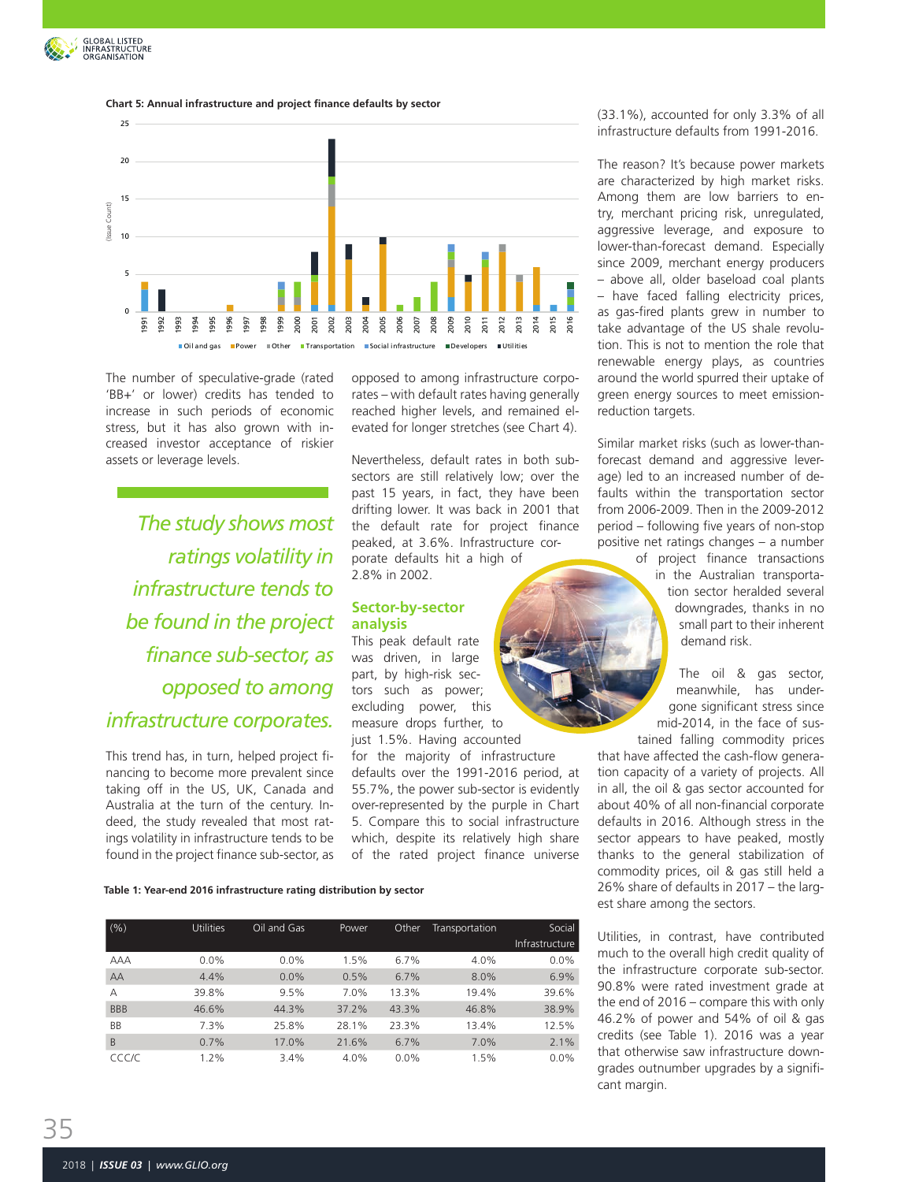**Chart 5: Annual infrastructure and project finance defaults by sector**

The number of speculative-grade (rated 'BB+' or lower) credits has tended to increase in such periods of economic stress, but it has also grown with increased investor acceptance of riskier assets or leverage levels.

> *The study shows most ratings volatility in infrastructure tends to be found in the project finance sub-sector, as opposed to among infrastructure corporates.*

This trend has, in turn, helped project financing to become more prevalent since taking off in the US, UK, Canada and Australia at the turn of the century. Indeed, the study revealed that most ratings volatility in infrastructure tends to be found in the project finance sub-sector, as opposed to among infrastructure corporates – with default rates having generally reached higher levels, and remained elevated for longer stretches (see Chart 4).

Nevertheless, default rates in both subsectors are still relatively low; over the past 15 years, in fact, they have been drifting lower. It was back in 2001 that the default rate for project finance peaked, at 3.6%. Infrastructure corporate defaults hit a high of 2.8% in 2002.

## Sector-by-sector analysis

This peak default rate was driven, in large part, by high-risk sectors such as power; excluding power, this measure drops further, to just 1.5%. Having accounted for the majority of infrastructure defaults over the 1991-2016 period, at 55.7%, the power sub-sector is evidently over-represented by the purple in Chart 5. Compare this to social infrastructure which, despite its relatively high share of the rated project finance universe (33.1%), accounted for only 3.3% of all infrastructure defaults from 1991-2016.

The reason? It's because power markets are characterized by high market risks. Among them are low barriers to entry, merchant pricing risk, unregulated, aggressive leverage, and exposure to lower-than-forecast demand. Especially since 2009, merchant energy producers – above all, older baseload coal plants – have faced falling electricity prices, as gas-fired plants grew in number to take advantage of the US shale revolution. This is not to mention the role that renewable energy plays, as countries around the world spurred their uptake of green energy sources to meet emission-reduction targets.

Similar market risks (such as lower-than-forecast demand and aggressive leverage) led to an increased number of defaults within the transportation sector from 2006-2009. Then in the 2009-2012 period – following five years of non-stop positive net ratings changes – a number of project finance transactions in the Australian transportation sector heralded several downgrades, thanks in no small part to their inherent demand risk.

The oil & gas sector, meanwhile, has undergone significant stress since mid-2014, in the face of sustained falling commodity prices that have affected the cash-flow generation capacity of a variety of projects. All in all, the oil & gas sector accounted for about 40% of all non-financial corporate defaults in 2016. Although stress in the sector appears to have peaked, mostly thanks to the general stabilization of commodity prices, oil & gas still held a 26% share of defaults in 2017 – the largest share among the sectors.

Utilities, in contrast, have contributed much to the overall high credit quality of the infrastructure corporate sub-sector. 90.8% were rated investment grade at the end of 2016 – compare this with only 46.2% of power and 54% of oil & gas credits (see Table 1). 2016 was a year that otherwise saw infrastructure downgrades outnumber upgrades by a significant margin.

**Table 1: Year-end 2016 infrastructure rating distribution by sector**

| (%) | Utilities | Oil and Gas | Power | Other | Transportation | Social Infrastructure |
|---|---|---|---|---|---|---|
| AAA | 0.0% | 0.0% | 1.5% | 6.7% | 4.0% | 0.0% |
| AA | 4.4% | 0.0% | 0.5% | 6.7% | 8.0% | 6.9% |
| A | 39.8% | 9.5% | 7.0% | 13.3% | 19.4% | 39.6% |
| BBB | 46.6% | 44.3% | 37.2% | 43.3% | 46.8% | 38.9% |
| BB | 7.3% | 25.8% | 28.1% | 23.3% | 13.4% | 12.5% |
| B | 0.7% | 17.0% | 21.6% | 6.7% | 7.0% | 2.1% |
| CCC/C | 1.2% | 3.4% | 4.0% | 0.0% | 1.5% | 0.0% |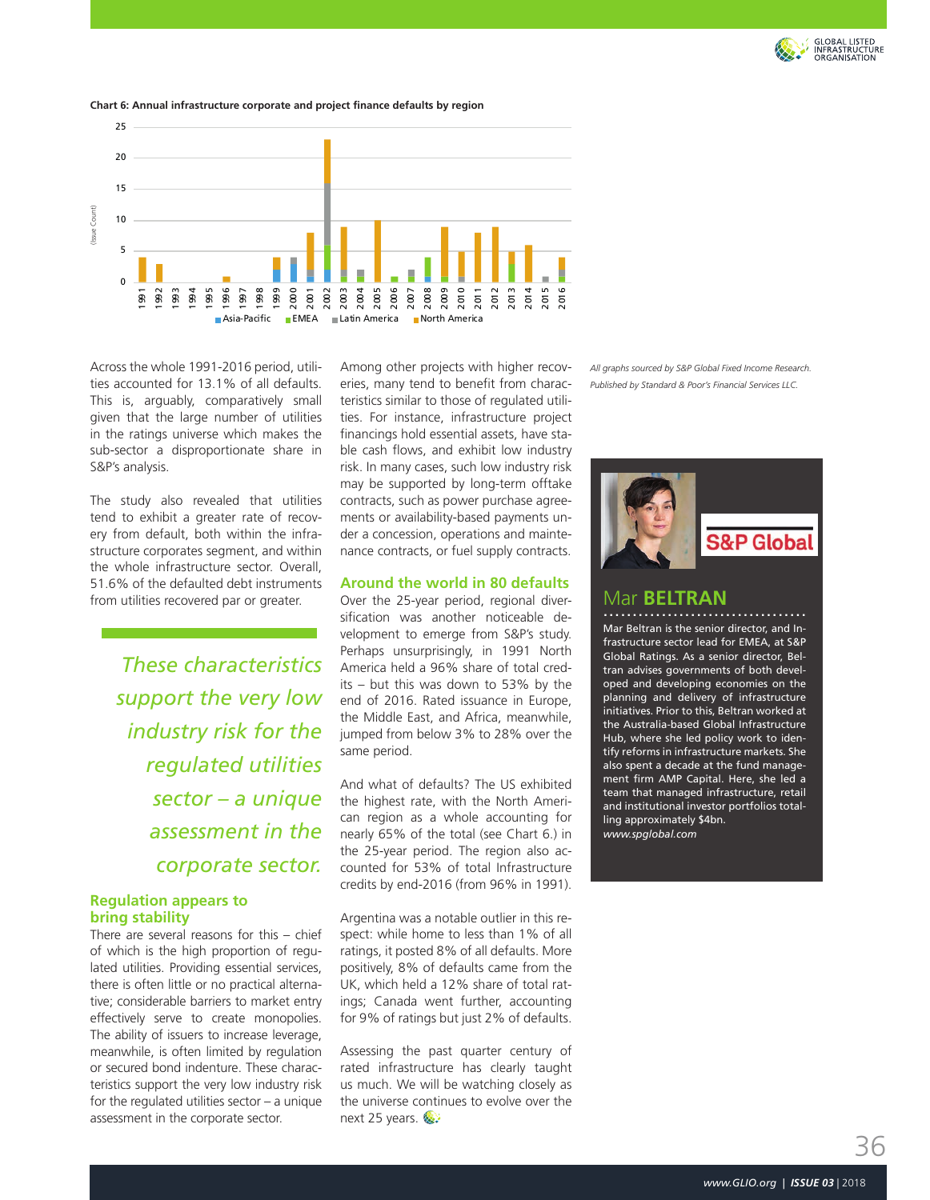**Chart 6: Annual infrastructure corporate and project finance defaults by region**

(Issue Count)

25
20
15
10
5
0

1991 1992 1993 1994 1995 1996 1997 1998 1999 2000 2001 2002 2003 2004 2005 2006 2007 2008 2009 2010 2011 2012 2013 2014 2015 2016

Asia-Pacific EMEA Latin America North America

Across the whole 1991-2016 period, utilities accounted for 13.1% of all defaults. This is, arguably, comparatively small given that the large number of utilities in the ratings universe which makes the sub-sector a disproportionate share in S&P's analysis.

The study also revealed that utilities tend to exhibit a greater rate of recovery from default, both within the infrastructure corporates segment, and within the whole infrastructure sector. Overall, 51.6% of the defaulted debt instruments from utilities recovered par or greater.

> *These characteristics support the very low industry risk for the regulated utilities sector – a unique assessment in the corporate sector.*

## Regulation appears to bring stability

There are several reasons for this – chief of which is the high proportion of regulated utilities. Providing essential services, there is often little or no practical alternative; considerable barriers to market entry effectively serve to create monopolies. The ability of issuers to increase leverage, meanwhile, is often limited by regulation or secured bond indenture. These characteristics support the very low industry risk for the regulated utilities sector – a unique assessment in the corporate sector.

Among other projects with higher recoveries, many tend to benefit from characteristics similar to those of regulated utilities. For instance, infrastructure project financings hold essential assets, have stable cash flows, and exhibit low industry risk. In many cases, such low industry risk may be supported by long-term offtake contracts, such as power purchase agreements or availability-based payments under a concession, operations and maintenance contracts, or fuel supply contracts.

## Around the world in 80 defaults

Over the 25-year period, regional diversification was another noticeable development to emerge from S&P's study. Perhaps unsurprisingly, in 1991 North America held a 96% share of total credits – but this was down to 53% by the end of 2016. Rated issuance in Europe, the Middle East, and Africa, meanwhile, jumped from below 3% to 28% over the same period.

And what of defaults? The US exhibited the highest rate, with the North American region as a whole accounting for nearly 65% of the total (see Chart 6.) in the 25-year period. The region also accounted for 53% of total Infrastructure credits by end-2016 (from 96% in 1991).

Argentina was a notable outlier in this respect: while home to less than 1% of all ratings, it posted 8% of all defaults. More positively, 8% of defaults came from the UK, which held a 12% share of total ratings; Canada went further, accounting for 9% of ratings but just 2% of defaults.

Assessing the past quarter century of rated infrastructure has clearly taught us much. We will be watching closely as the universe continues to evolve over the next 25 years.

*All graphs sourced by S&P Global Fixed Income Research. Published by Standard & Poor's Financial Services LLC.*

S&P Global

## Mar BELTRAN

Mar Beltran is the senior director, and Infrastructure sector lead for EMEA, at S&P Global Ratings. As a senior director, Beltran advises governments of both developed and developing economies on the planning and delivery of infrastructure initiatives. Prior to this, Beltran worked at the Australia-based Global Infrastructure Hub, where she led policy work to identify reforms in infrastructure markets. She also spent a decade at the fund management firm AMP Capital. Here, she led a team that managed infrastructure, retail and institutional investor portfolios totalling approximately $4bn.
*www.spglobal.com*